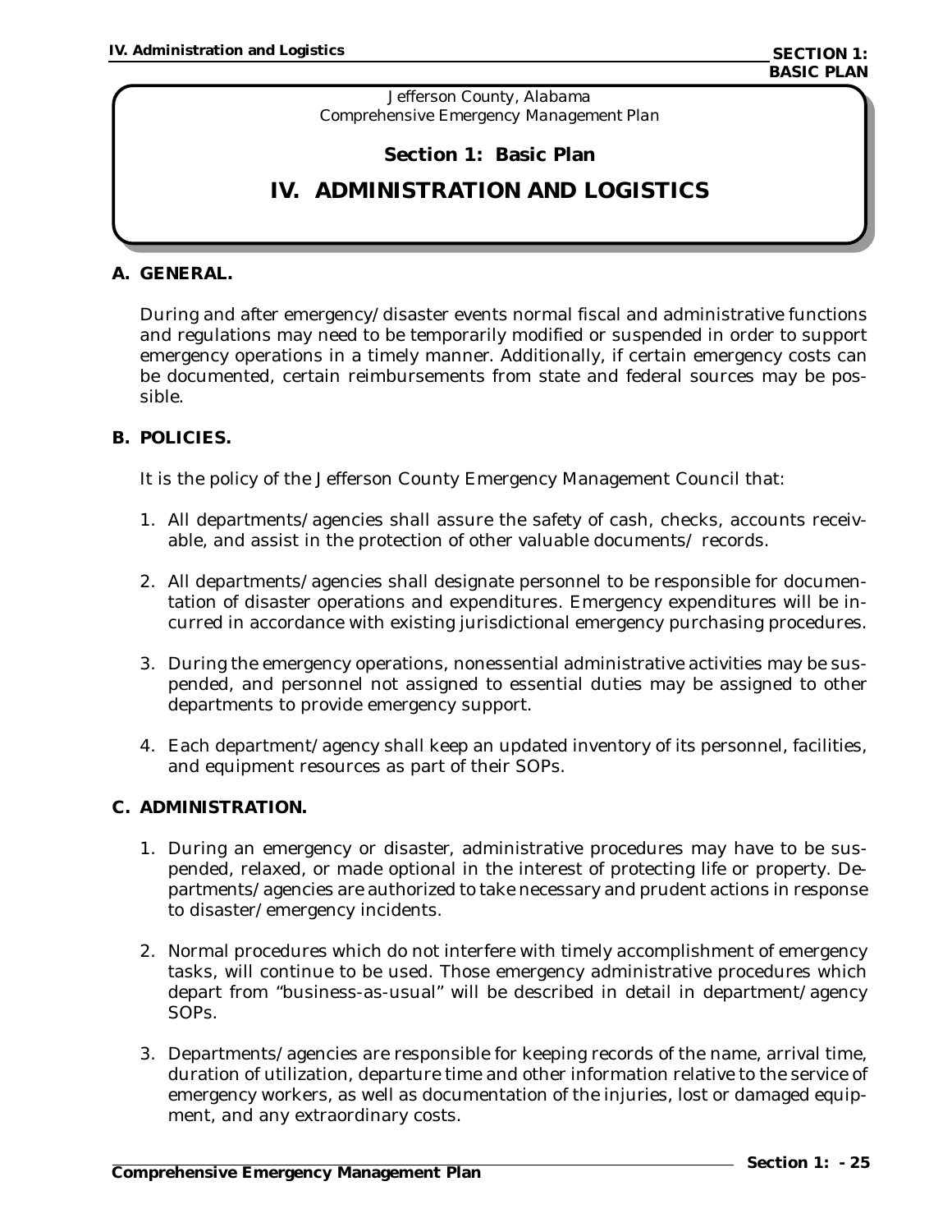Jefferson County, Alabama
Comprehensive Emergency Management Plan

## Section 1: Basic Plan

# IV. ADMINISTRATION AND LOGISTICS

### A. GENERAL.

During and after emergency/disaster events normal fiscal and administrative functions and regulations may need to be temporarily modified or suspended in order to support emergency operations in a timely manner. Additionally, if certain emergency costs can be documented, certain reimbursements from state and federal sources may be possible.

### B. POLICIES.

It is the policy of the Jefferson County Emergency Management Council that:

1. All departments/agencies shall assure the safety of cash, checks, accounts receivable, and assist in the protection of other valuable documents/ records.

2. All departments/agencies shall designate personnel to be responsible for documentation of disaster operations and expenditures. Emergency expenditures will be incurred in accordance with existing jurisdictional emergency purchasing procedures.

3. During the emergency operations, nonessential administrative activities may be suspended, and personnel not assigned to essential duties may be assigned to other departments to provide emergency support.

4. Each department/agency shall keep an updated inventory of its personnel, facilities, and equipment resources as part of their SOPs.

### C. ADMINISTRATION.

1. During an emergency or disaster, administrative procedures may have to be suspended, relaxed, or made optional in the interest of protecting life or property. Departments/agencies are authorized to take necessary and prudent actions in response to disaster/emergency incidents.

2. Normal procedures which do not interfere with timely accomplishment of emergency tasks, will continue to be used. Those emergency administrative procedures which depart from "business-as-usual" will be described in detail in department/agency SOPs.

3. Departments/agencies are responsible for keeping records of the name, arrival time, duration of utilization, departure time and other information relative to the service of emergency workers, as well as documentation of the injuries, lost or damaged equipment, and any extraordinary costs.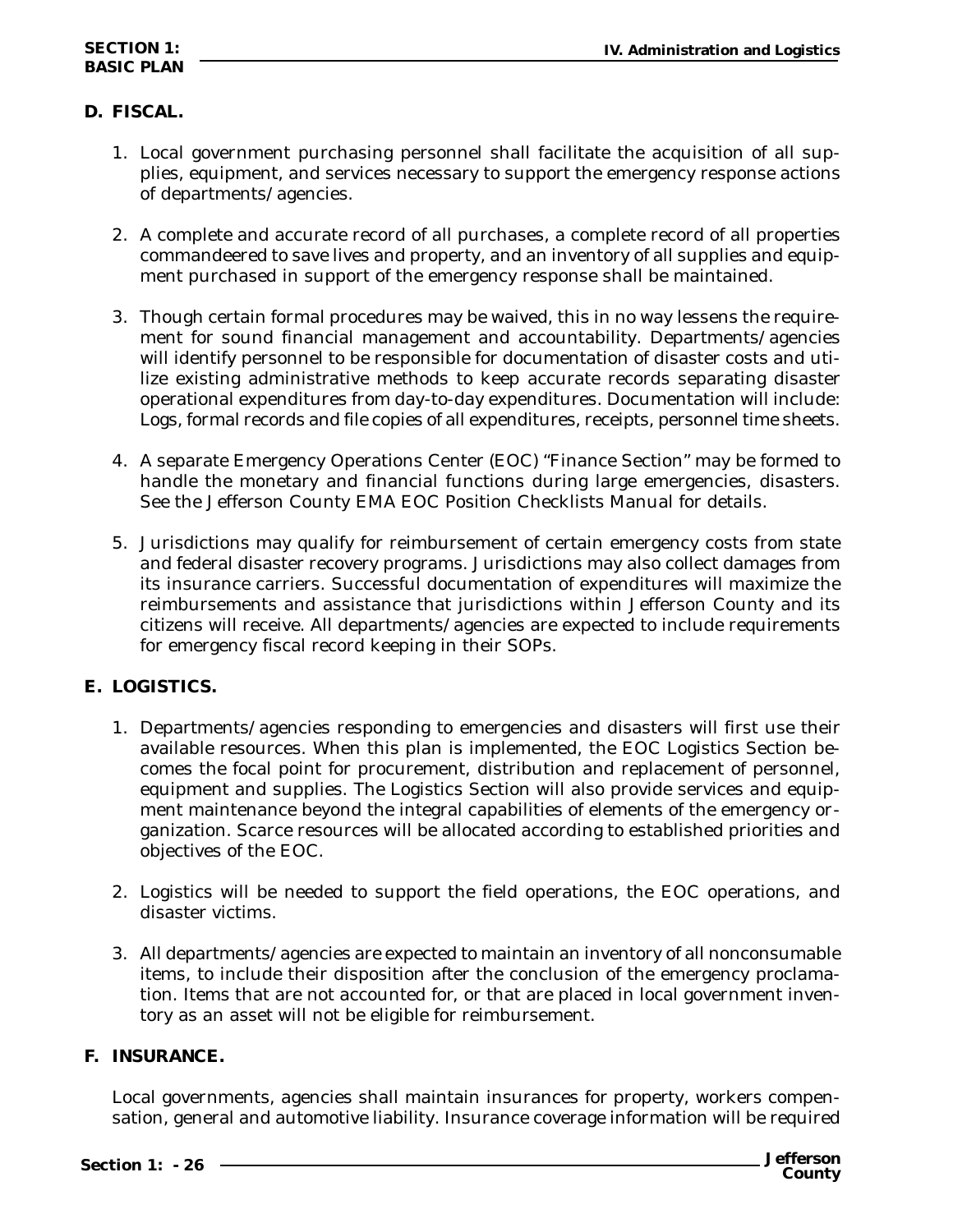## D. FISCAL.

1. Local government purchasing personnel shall facilitate the acquisition of all supplies, equipment, and services necessary to support the emergency response actions of departments/agencies.

2. A complete and accurate record of all purchases, a complete record of all properties commandeered to save lives and property, and an inventory of all supplies and equipment purchased in support of the emergency response shall be maintained.

3. Though certain formal procedures may be waived, this in no way lessens the requirement for sound financial management and accountability. Departments/agencies will identify personnel to be responsible for documentation of disaster costs and utilize existing administrative methods to keep accurate records separating disaster operational expenditures from day-to-day expenditures. Documentation will include: Logs, formal records and file copies of all expenditures, receipts, personnel time sheets.

4. A separate Emergency Operations Center (EOC) "Finance Section" may be formed to handle the monetary and financial functions during large emergencies, disasters. See the Jefferson County EMA EOC Position Checklists Manual for details.

5. Jurisdictions may qualify for reimbursement of certain emergency costs from state and federal disaster recovery programs. Jurisdictions may also collect damages from its insurance carriers. Successful documentation of expenditures will maximize the reimbursements and assistance that jurisdictions within Jefferson County and its citizens will receive. All departments/agencies are expected to include requirements for emergency fiscal record keeping in their SOPs.

## E. LOGISTICS.

1. Departments/agencies responding to emergencies and disasters will first use their available resources. When this plan is implemented, the EOC Logistics Section becomes the focal point for procurement, distribution and replacement of personnel, equipment and supplies. The Logistics Section will also provide services and equipment maintenance beyond the integral capabilities of elements of the emergency organization. Scarce resources will be allocated according to established priorities and objectives of the EOC.

2. Logistics will be needed to support the field operations, the EOC operations, and disaster victims.

3. All departments/agencies are expected to maintain an inventory of all nonconsumable items, to include their disposition after the conclusion of the emergency proclamation. Items that are not accounted for, or that are placed in local government inventory as an asset will not be eligible for reimbursement.

## F. INSURANCE.

Local governments, agencies shall maintain insurances for property, workers compensation, general and automotive liability. Insurance coverage information will be required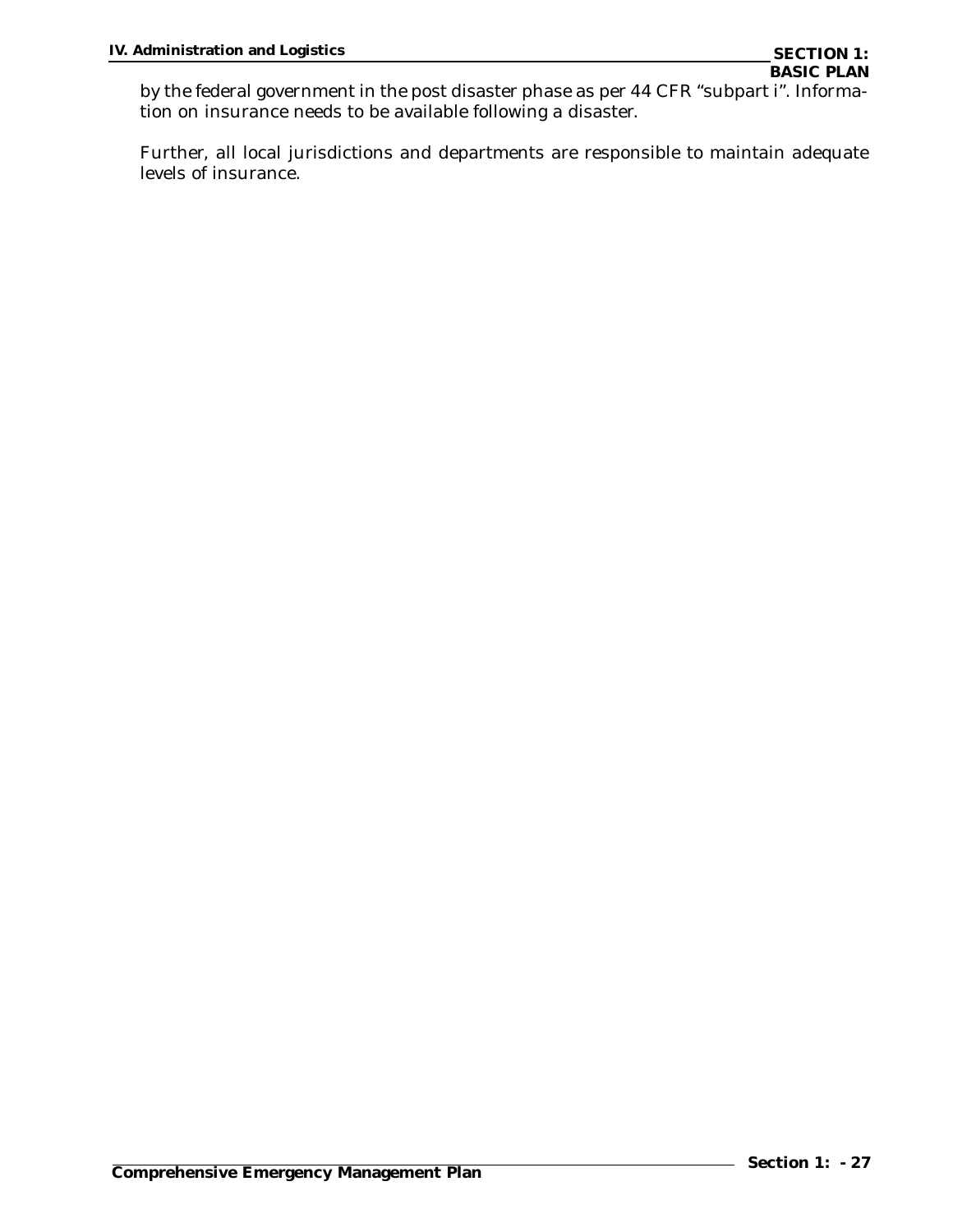by the federal government in the post disaster phase as per 44 CFR “subpart i”. Information on insurance needs to be available following a disaster.

Further, all local jurisdictions and departments are responsible to maintain adequate levels of insurance.